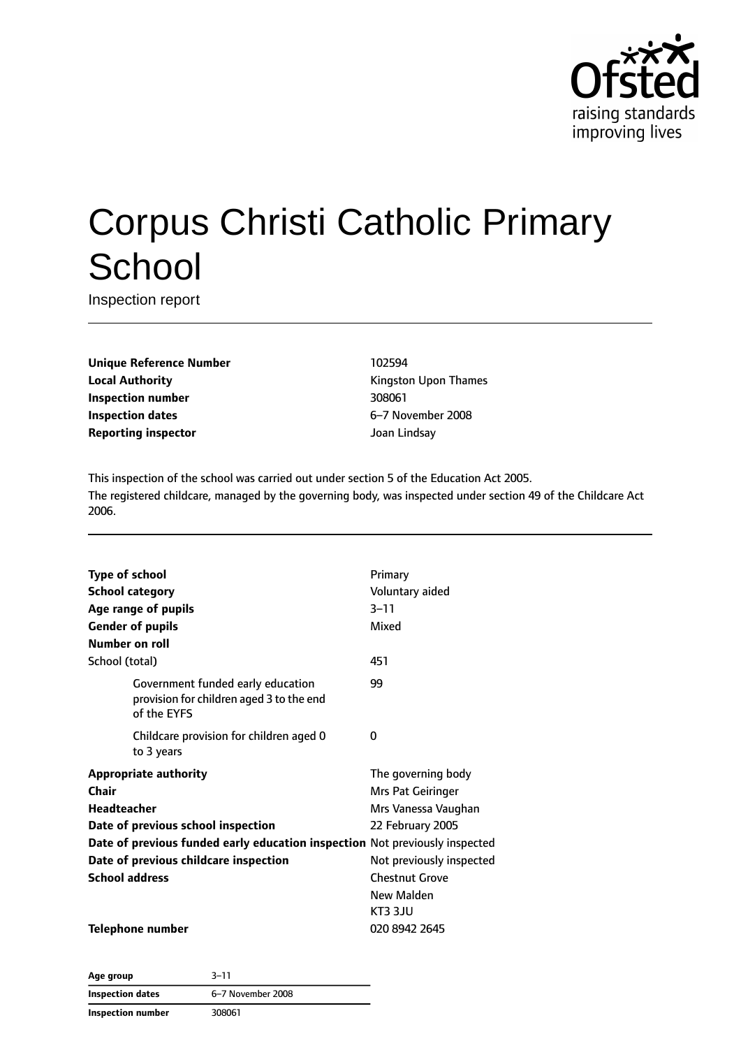Ofsted
raising standards
improving lives

# Corpus Christi Catholic Primary School

Inspection report

| | |
|---|---|
| **Unique Reference Number** | 102594 |
| **Local Authority** | Kingston Upon Thames |
| **Inspection number** | 308061 |
| **Inspection dates** | 6–7 November 2008 |
| **Reporting inspector** | Joan Lindsay |

This inspection of the school was carried out under section 5 of the Education Act 2005.
The registered childcare, managed by the governing body, was inspected under section 49 of the Childcare Act 2006.

| | |
|---|---|
| **Type of school** | Primary |
| **School category** | Voluntary aided |
| **Age range of pupils** | 3–11 |
| **Gender of pupils** | Mixed |
| **Number on roll** | |
| School (total) | 451 |
| Government funded early education provision for children aged 3 to the end of the EYFS | 99 |
| Childcare provision for children aged 0 to 3 years | 0 |
| **Appropriate authority** | The governing body |
| **Chair** | Mrs Pat Geiringer |
| **Headteacher** | Mrs Vanessa Vaughan |
| **Date of previous school inspection** | 22 February 2005 |
| **Date of previous funded early education inspection** | Not previously inspected |
| **Date of previous childcare inspection** | Not previously inspected |
| **School address** | Chestnut Grove<br>New Malden<br>KT3 3JU |
| **Telephone number** | 020 8942 2645 |

| | |
|---|---|
| **Age group** | 3–11 |
| **Inspection dates** | 6–7 November 2008 |
| **Inspection number** | 308061 |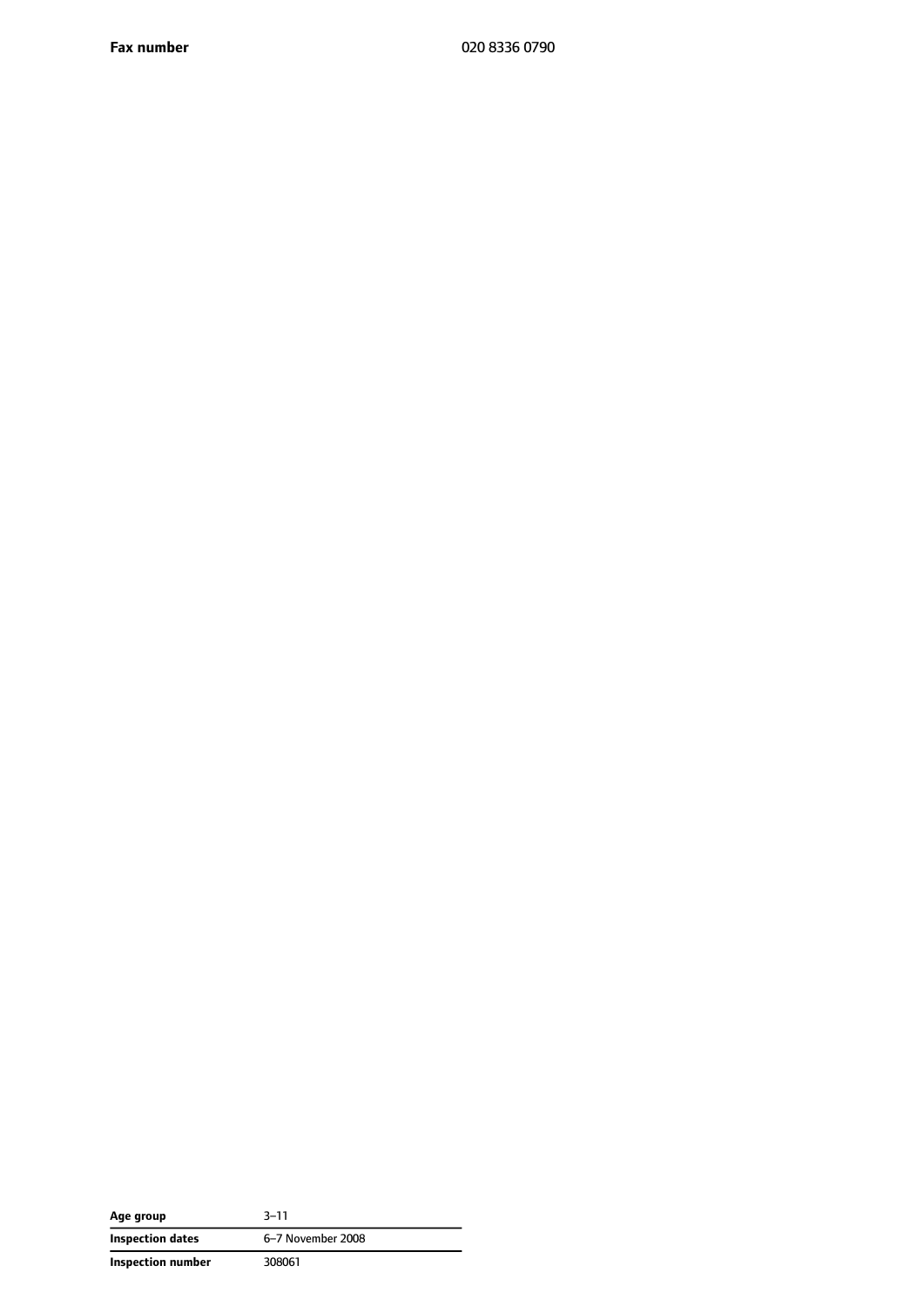| | |
|---|---|
| **Fax number** | 020 8336 0790 |

| | |
|---|---|
| **Age group** | 3–11 |
| **Inspection dates** | 6–7 November 2008 |
| **Inspection number** | 308061 |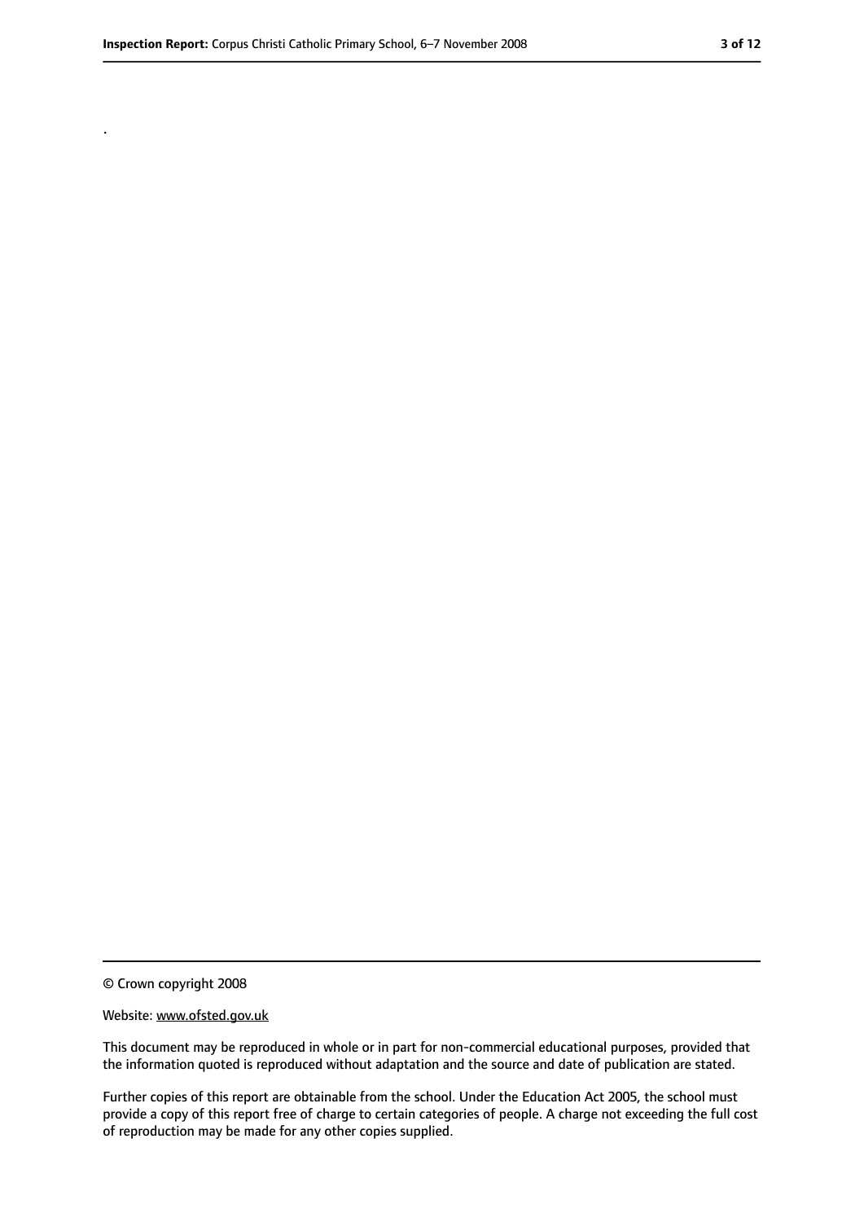.

© Crown copyright 2008

Website: www.ofsted.gov.uk

This document may be reproduced in whole or in part for non-commercial educational purposes, provided that the information quoted is reproduced without adaptation and the source and date of publication are stated.

Further copies of this report are obtainable from the school. Under the Education Act 2005, the school must provide a copy of this report free of charge to certain categories of people. A charge not exceeding the full cost of reproduction may be made for any other copies supplied.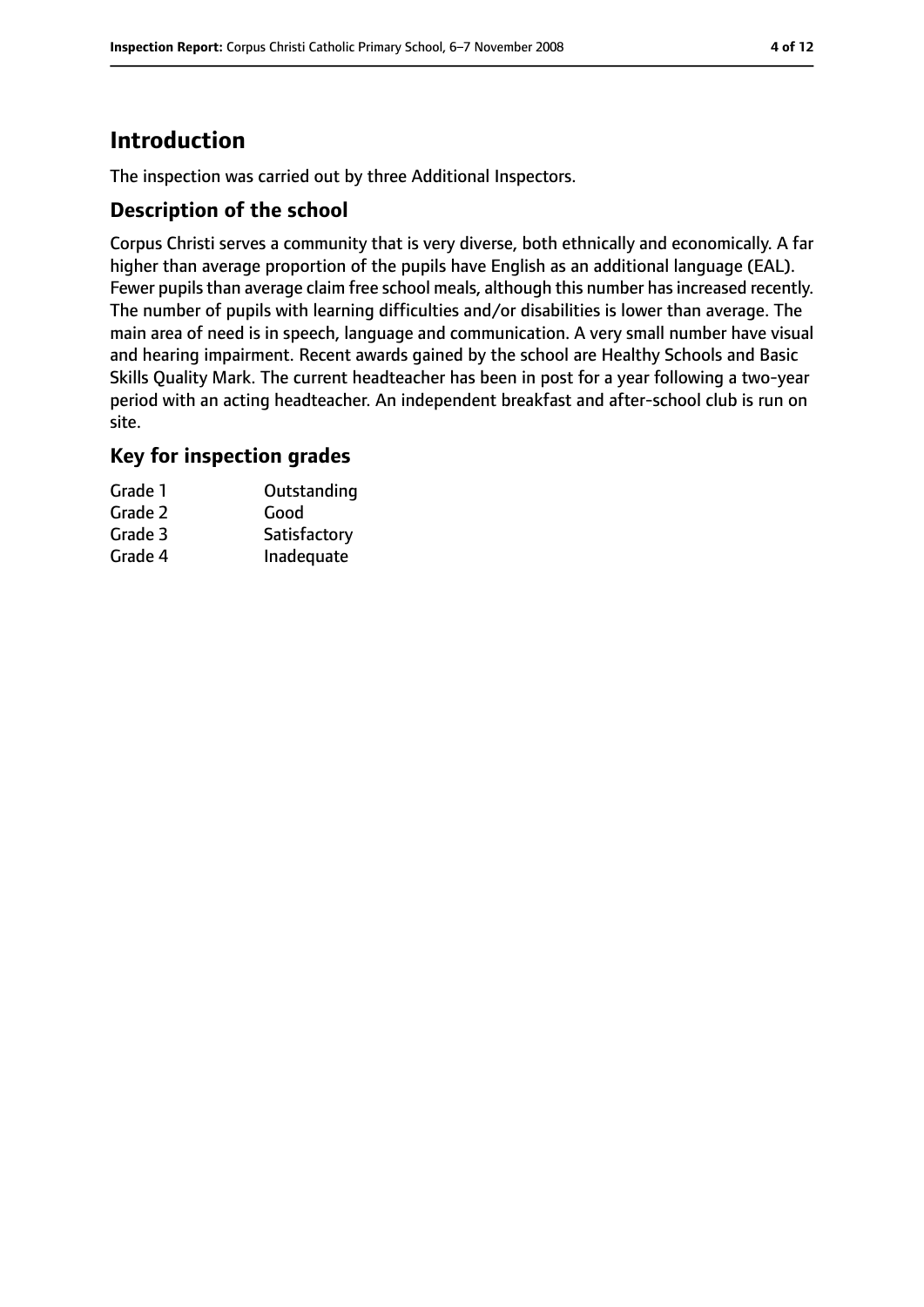# Introduction

The inspection was carried out by three Additional Inspectors.

## Description of the school

Corpus Christi serves a community that is very diverse, both ethnically and economically. A far higher than average proportion of the pupils have English as an additional language (EAL). Fewer pupils than average claim free school meals, although this number has increased recently. The number of pupils with learning difficulties and/or disabilities is lower than average. The main area of need is in speech, language and communication. A very small number have visual and hearing impairment. Recent awards gained by the school are Healthy Schools and Basic Skills Quality Mark. The current headteacher has been in post for a year following a two-year period with an acting headteacher. An independent breakfast and after-school club is run on site.

## Key for inspection grades

| | |
|---|---|
| Grade 1 | Outstanding |
| Grade 2 | Good |
| Grade 3 | Satisfactory |
| Grade 4 | Inadequate |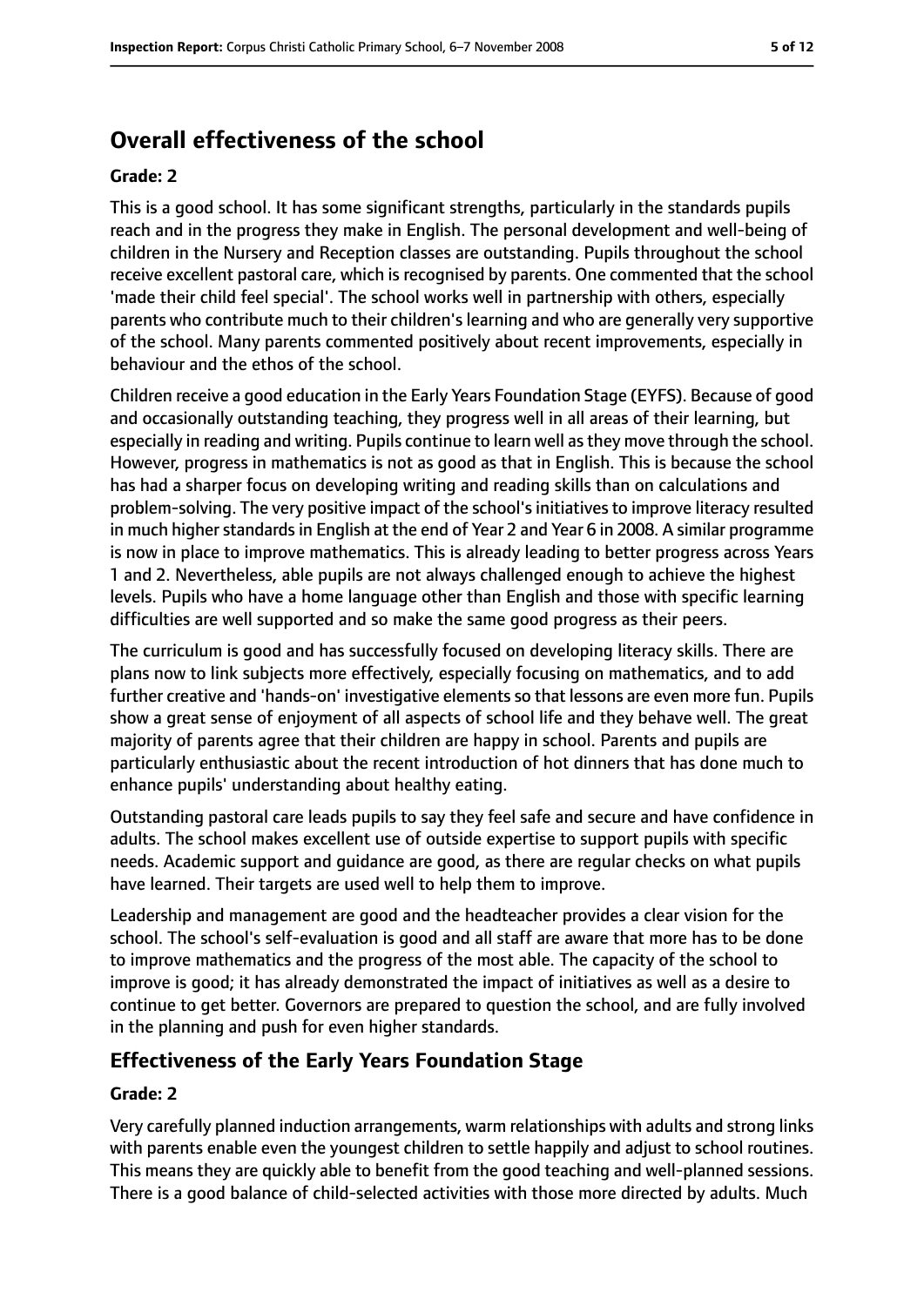# Overall effectiveness of the school

**Grade: 2**

This is a good school. It has some significant strengths, particularly in the standards pupils reach and in the progress they make in English. The personal development and well-being of children in the Nursery and Reception classes are outstanding. Pupils throughout the school receive excellent pastoral care, which is recognised by parents. One commented that the school 'made their child feel special'. The school works well in partnership with others, especially parents who contribute much to their children's learning and who are generally very supportive of the school. Many parents commented positively about recent improvements, especially in behaviour and the ethos of the school.

Children receive a good education in the Early Years Foundation Stage (EYFS). Because of good and occasionally outstanding teaching, they progress well in all areas of their learning, but especially in reading and writing. Pupils continue to learn well as they move through the school. However, progress in mathematics is not as good as that in English. This is because the school has had a sharper focus on developing writing and reading skills than on calculations and problem-solving. The very positive impact of the school's initiatives to improve literacy resulted in much higher standards in English at the end of Year 2 and Year 6 in 2008. A similar programme is now in place to improve mathematics. This is already leading to better progress across Years 1 and 2. Nevertheless, able pupils are not always challenged enough to achieve the highest levels. Pupils who have a home language other than English and those with specific learning difficulties are well supported and so make the same good progress as their peers.

The curriculum is good and has successfully focused on developing literacy skills. There are plans now to link subjects more effectively, especially focusing on mathematics, and to add further creative and 'hands-on' investigative elements so that lessons are even more fun. Pupils show a great sense of enjoyment of all aspects of school life and they behave well. The great majority of parents agree that their children are happy in school. Parents and pupils are particularly enthusiastic about the recent introduction of hot dinners that has done much to enhance pupils' understanding about healthy eating.

Outstanding pastoral care leads pupils to say they feel safe and secure and have confidence in adults. The school makes excellent use of outside expertise to support pupils with specific needs. Academic support and guidance are good, as there are regular checks on what pupils have learned. Their targets are used well to help them to improve.

Leadership and management are good and the headteacher provides a clear vision for the school. The school's self-evaluation is good and all staff are aware that more has to be done to improve mathematics and the progress of the most able. The capacity of the school to improve is good; it has already demonstrated the impact of initiatives as well as a desire to continue to get better. Governors are prepared to question the school, and are fully involved in the planning and push for even higher standards.

## Effectiveness of the Early Years Foundation Stage

**Grade: 2**

Very carefully planned induction arrangements, warm relationships with adults and strong links with parents enable even the youngest children to settle happily and adjust to school routines. This means they are quickly able to benefit from the good teaching and well-planned sessions. There is a good balance of child-selected activities with those more directed by adults. Much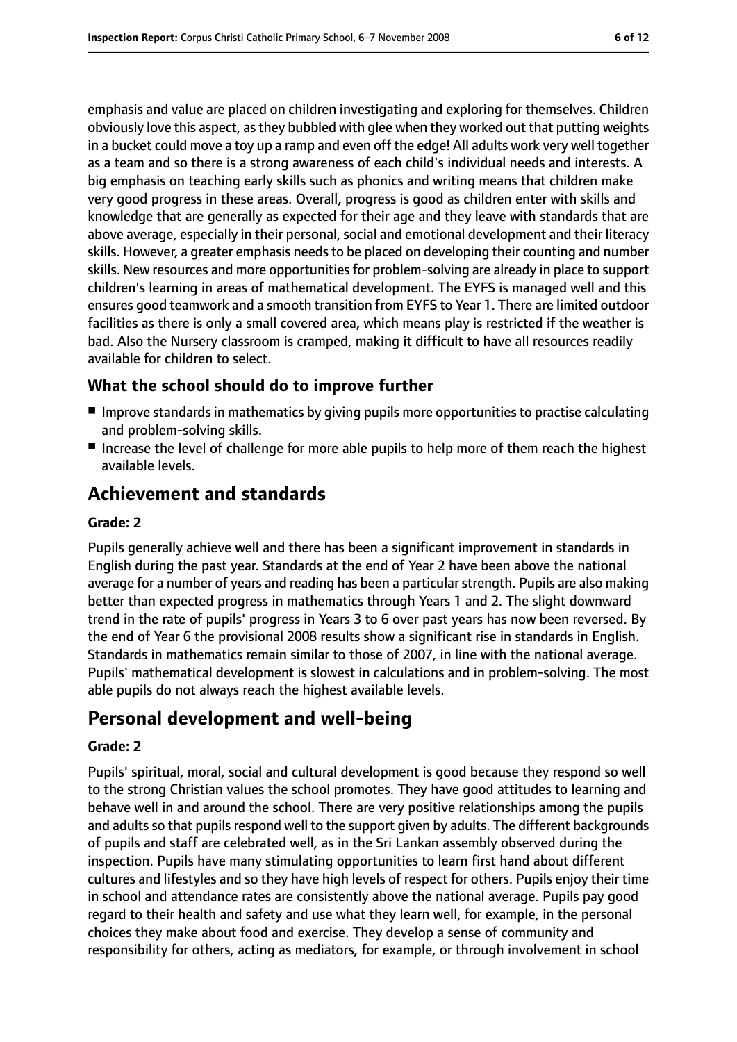emphasis and value are placed on children investigating and exploring for themselves. Children obviously love this aspect, as they bubbled with glee when they worked out that putting weights in a bucket could move a toy up a ramp and even off the edge! All adults work very well together as a team and so there is a strong awareness of each child's individual needs and interests. A big emphasis on teaching early skills such as phonics and writing means that children make very good progress in these areas. Overall, progress is good as children enter with skills and knowledge that are generally as expected for their age and they leave with standards that are above average, especially in their personal, social and emotional development and their literacy skills. However, a greater emphasis needs to be placed on developing their counting and number skills. New resources and more opportunities for problem-solving are already in place to support children's learning in areas of mathematical development. The EYFS is managed well and this ensures good teamwork and a smooth transition from EYFS to Year 1. There are limited outdoor facilities as there is only a small covered area, which means play is restricted if the weather is bad. Also the Nursery classroom is cramped, making it difficult to have all resources readily available for children to select.

### What the school should do to improve further

- Improve standards in mathematics by giving pupils more opportunities to practise calculating and problem-solving skills.
- Increase the level of challenge for more able pupils to help more of them reach the highest available levels.

## Achievement and standards

#### Grade: 2

Pupils generally achieve well and there has been a significant improvement in standards in English during the past year. Standards at the end of Year 2 have been above the national average for a number of years and reading has been a particular strength. Pupils are also making better than expected progress in mathematics through Years 1 and 2. The slight downward trend in the rate of pupils' progress in Years 3 to 6 over past years has now been reversed. By the end of Year 6 the provisional 2008 results show a significant rise in standards in English. Standards in mathematics remain similar to those of 2007, in line with the national average. Pupils' mathematical development is slowest in calculations and in problem-solving. The most able pupils do not always reach the highest available levels.

## Personal development and well-being

#### Grade: 2

Pupils' spiritual, moral, social and cultural development is good because they respond so well to the strong Christian values the school promotes. They have good attitudes to learning and behave well in and around the school. There are very positive relationships among the pupils and adults so that pupils respond well to the support given by adults. The different backgrounds of pupils and staff are celebrated well, as in the Sri Lankan assembly observed during the inspection. Pupils have many stimulating opportunities to learn first hand about different cultures and lifestyles and so they have high levels of respect for others. Pupils enjoy their time in school and attendance rates are consistently above the national average. Pupils pay good regard to their health and safety and use what they learn well, for example, in the personal choices they make about food and exercise. They develop a sense of community and responsibility for others, acting as mediators, for example, or through involvement in school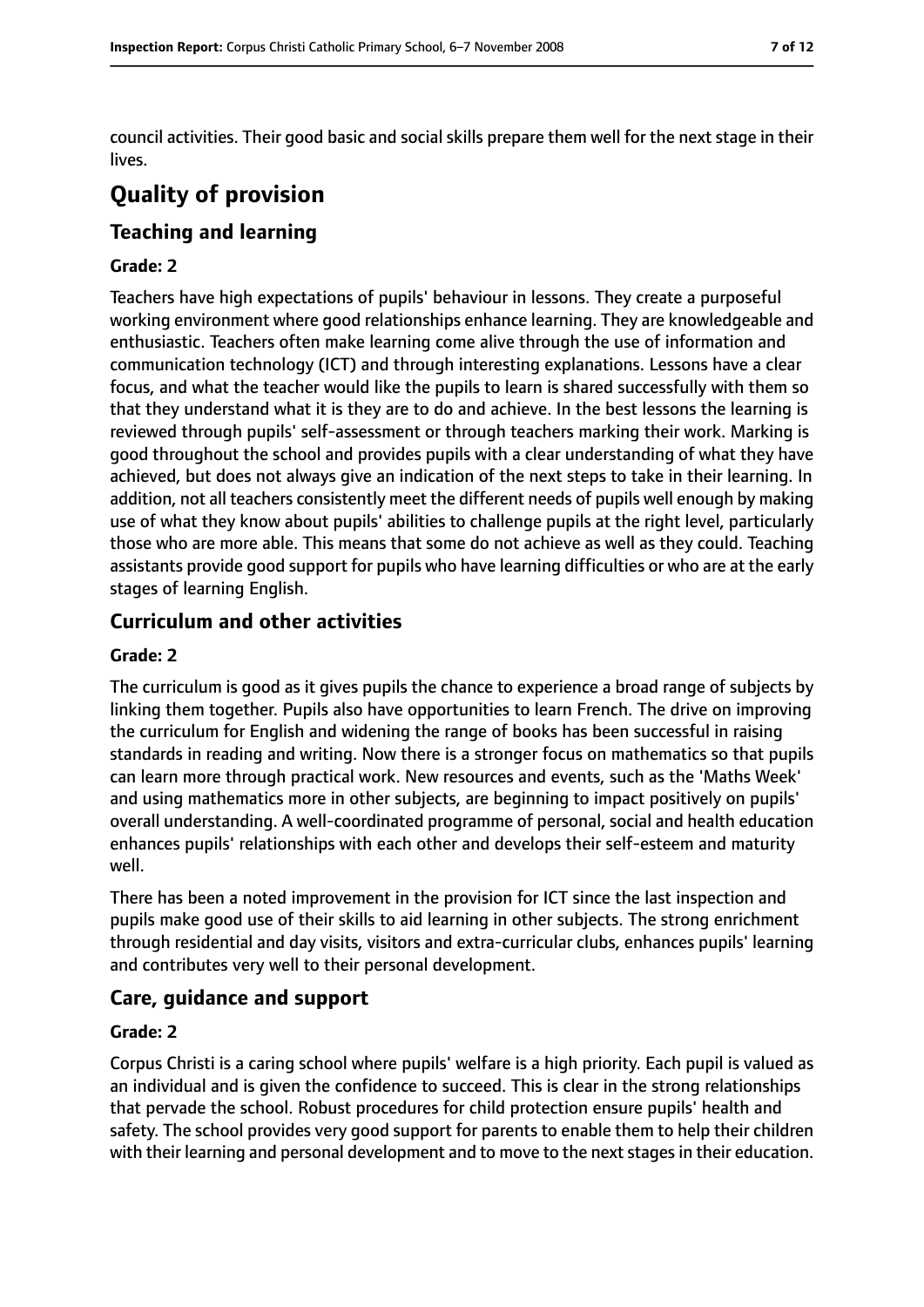council activities. Their good basic and social skills prepare them well for the next stage in their lives.

# Quality of provision

## Teaching and learning

### Grade: 2

Teachers have high expectations of pupils' behaviour in lessons. They create a purposeful working environment where good relationships enhance learning. They are knowledgeable and enthusiastic. Teachers often make learning come alive through the use of information and communication technology (ICT) and through interesting explanations. Lessons have a clear focus, and what the teacher would like the pupils to learn is shared successfully with them so that they understand what it is they are to do and achieve. In the best lessons the learning is reviewed through pupils' self-assessment or through teachers marking their work. Marking is good throughout the school and provides pupils with a clear understanding of what they have achieved, but does not always give an indication of the next steps to take in their learning. In addition, not all teachers consistently meet the different needs of pupils well enough by making use of what they know about pupils' abilities to challenge pupils at the right level, particularly those who are more able. This means that some do not achieve as well as they could. Teaching assistants provide good support for pupils who have learning difficulties or who are at the early stages of learning English.

## Curriculum and other activities

### Grade: 2

The curriculum is good as it gives pupils the chance to experience a broad range of subjects by linking them together. Pupils also have opportunities to learn French. The drive on improving the curriculum for English and widening the range of books has been successful in raising standards in reading and writing. Now there is a stronger focus on mathematics so that pupils can learn more through practical work. New resources and events, such as the 'Maths Week' and using mathematics more in other subjects, are beginning to impact positively on pupils' overall understanding. A well-coordinated programme of personal, social and health education enhances pupils' relationships with each other and develops their self-esteem and maturity well.

There has been a noted improvement in the provision for ICT since the last inspection and pupils make good use of their skills to aid learning in other subjects. The strong enrichment through residential and day visits, visitors and extra-curricular clubs, enhances pupils' learning and contributes very well to their personal development.

## Care, guidance and support

### Grade: 2

Corpus Christi is a caring school where pupils' welfare is a high priority. Each pupil is valued as an individual and is given the confidence to succeed. This is clear in the strong relationships that pervade the school. Robust procedures for child protection ensure pupils' health and safety. The school provides very good support for parents to enable them to help their children with their learning and personal development and to move to the next stages in their education.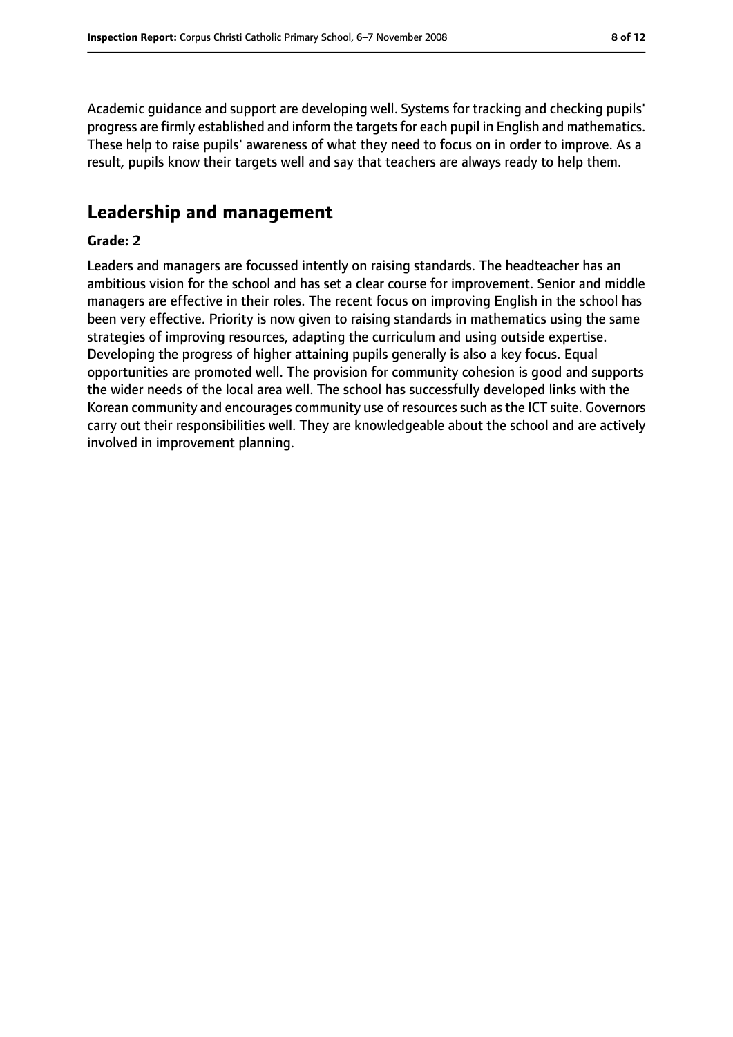Academic guidance and support are developing well. Systems for tracking and checking pupils' progress are firmly established and inform the targets for each pupil in English and mathematics. These help to raise pupils' awareness of what they need to focus on in order to improve. As a result, pupils know their targets well and say that teachers are always ready to help them.

## Leadership and management

**Grade: 2**

Leaders and managers are focussed intently on raising standards. The headteacher has an ambitious vision for the school and has set a clear course for improvement. Senior and middle managers are effective in their roles. The recent focus on improving English in the school has been very effective. Priority is now given to raising standards in mathematics using the same strategies of improving resources, adapting the curriculum and using outside expertise. Developing the progress of higher attaining pupils generally is also a key focus. Equal opportunities are promoted well. The provision for community cohesion is good and supports the wider needs of the local area well. The school has successfully developed links with the Korean community and encourages community use of resources such as the ICT suite. Governors carry out their responsibilities well. They are knowledgeable about the school and are actively involved in improvement planning.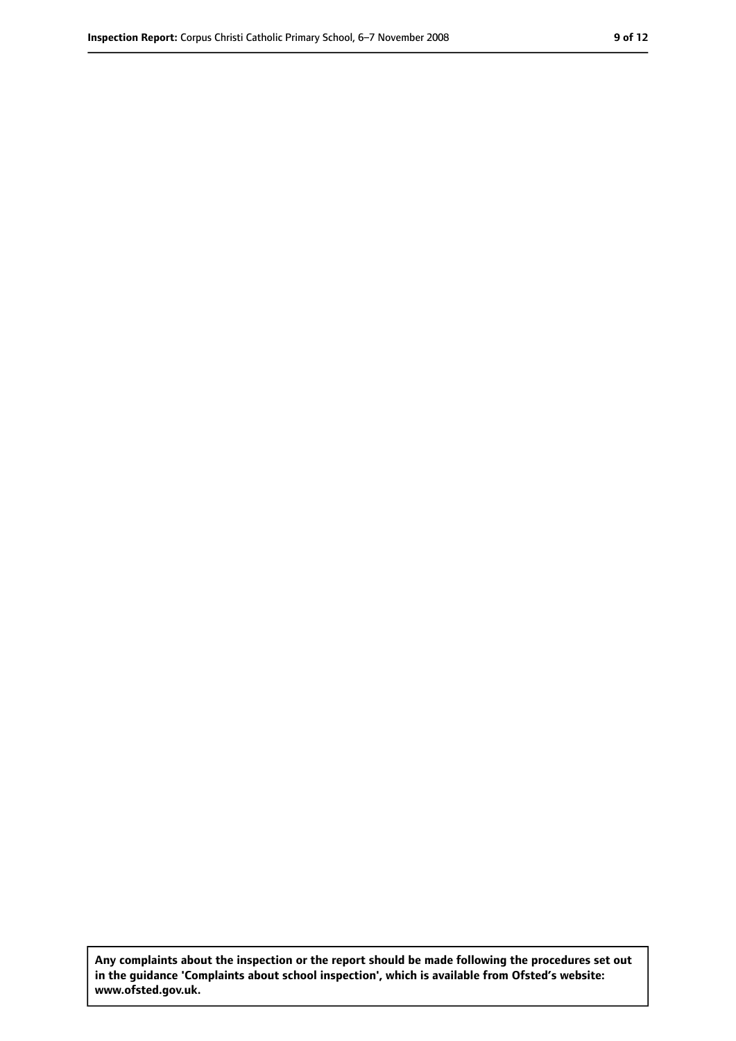**Any complaints about the inspection or the report should be made following the procedures set out in the guidance 'Complaints about school inspection', which is available from Ofsted's website: www.ofsted.gov.uk.**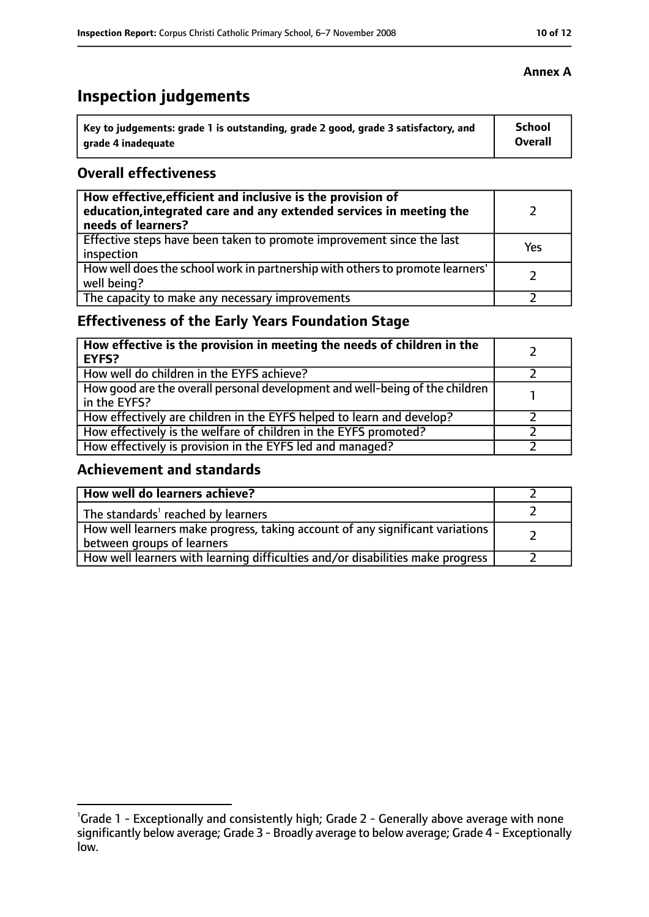**Annex A**

# Inspection judgements

| Key to judgements: grade 1 is outstanding, grade 2 good, grade 3 satisfactory, and grade 4 inadequate | School Overall |
|---|---|

## Overall effectiveness

| | |
|---|---|
| **How effective, efficient and inclusive is the provision of education, integrated care and any extended services in meeting the needs of learners?** | 2 |
| Effective steps have been taken to promote improvement since the last inspection | Yes |
| How well does the school work in partnership with others to promote learners' well being? | 2 |
| The capacity to make any necessary improvements | 2 |

## Effectiveness of the Early Years Foundation Stage

| | |
|---|---|
| **How effective is the provision in meeting the needs of children in the EYFS?** | 2 |
| How well do children in the EYFS achieve? | 2 |
| How good are the overall personal development and well-being of the children in the EYFS? | 1 |
| How effectively are children in the EYFS helped to learn and develop? | 2 |
| How effectively is the welfare of children in the EYFS promoted? | 2 |
| How effectively is provision in the EYFS led and managed? | 2 |

## Achievement and standards

| | |
|---|---|
| **How well do learners achieve?** | 2 |
| The standards[1] reached by learners | 2 |
| How well learners make progress, taking account of any significant variations between groups of learners | 2 |
| How well learners with learning difficulties and/or disabilities make progress | 2 |

[1]Grade 1 - Exceptionally and consistently high; Grade 2 - Generally above average with none significantly below average; Grade 3 - Broadly average to below average; Grade 4 - Exceptionally low.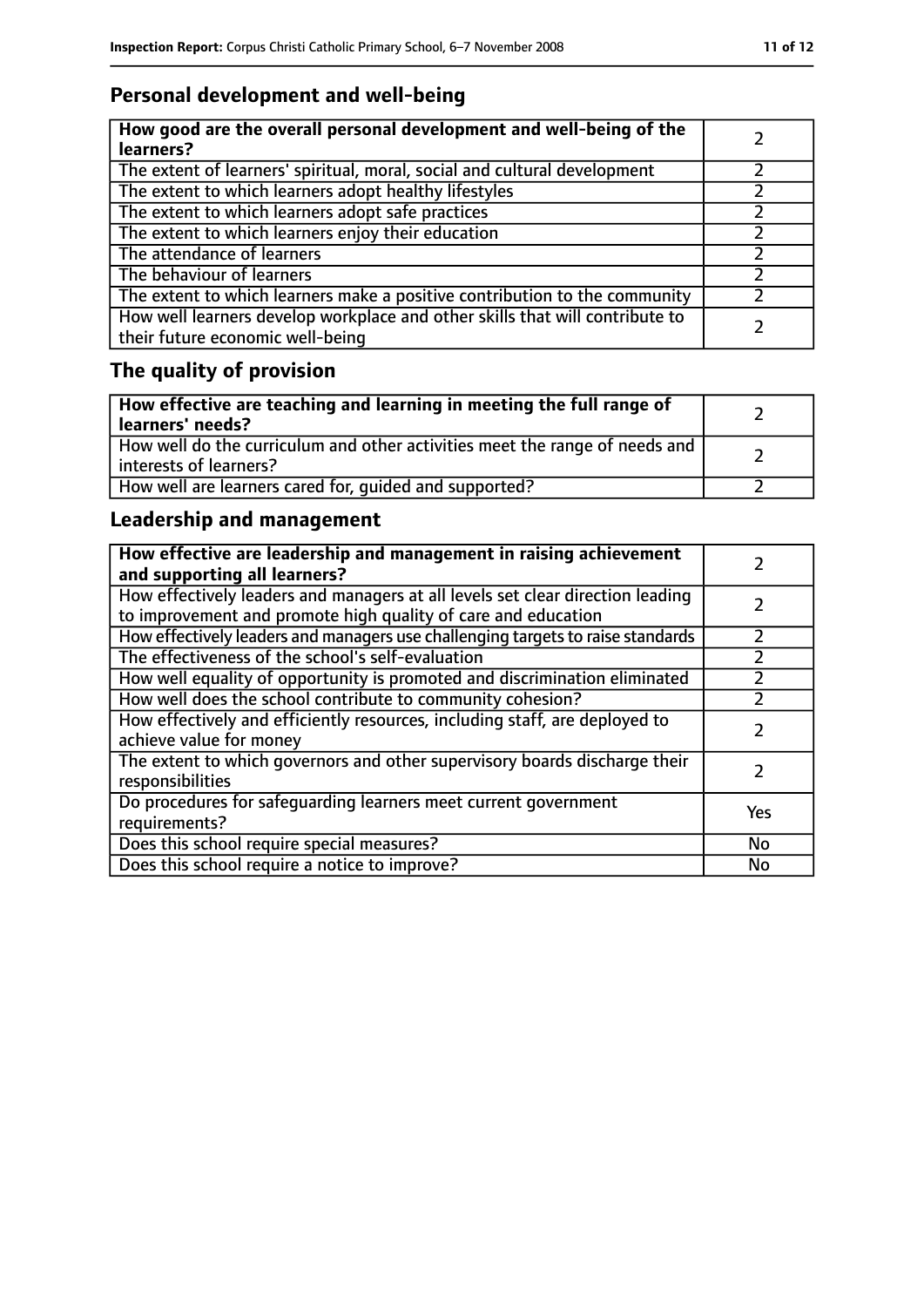## Personal development and well-being

| How good are the overall personal development and well-being of the learners? | 2 |
|---|---|
| The extent of learners' spiritual, moral, social and cultural development | 2 |
| The extent to which learners adopt healthy lifestyles | 2 |
| The extent to which learners adopt safe practices | 2 |
| The extent to which learners enjoy their education | 2 |
| The attendance of learners | 2 |
| The behaviour of learners | 2 |
| The extent to which learners make a positive contribution to the community | 2 |
| How well learners develop workplace and other skills that will contribute to their future economic well-being | 2 |

## The quality of provision

| How effective are teaching and learning in meeting the full range of learners' needs? | 2 |
|---|---|
| How well do the curriculum and other activities meet the range of needs and interests of learners? | 2 |
| How well are learners cared for, guided and supported? | 2 |

## Leadership and management

| How effective are leadership and management in raising achievement and supporting all learners? | 2 |
|---|---|
| How effectively leaders and managers at all levels set clear direction leading to improvement and promote high quality of care and education | 2 |
| How effectively leaders and managers use challenging targets to raise standards | 2 |
| The effectiveness of the school's self-evaluation | 2 |
| How well equality of opportunity is promoted and discrimination eliminated | 2 |
| How well does the school contribute to community cohesion? | 2 |
| How effectively and efficiently resources, including staff, are deployed to achieve value for money | 2 |
| The extent to which governors and other supervisory boards discharge their responsibilities | 2 |
| Do procedures for safeguarding learners meet current government requirements? | Yes |
| Does this school require special measures? | No |
| Does this school require a notice to improve? | No |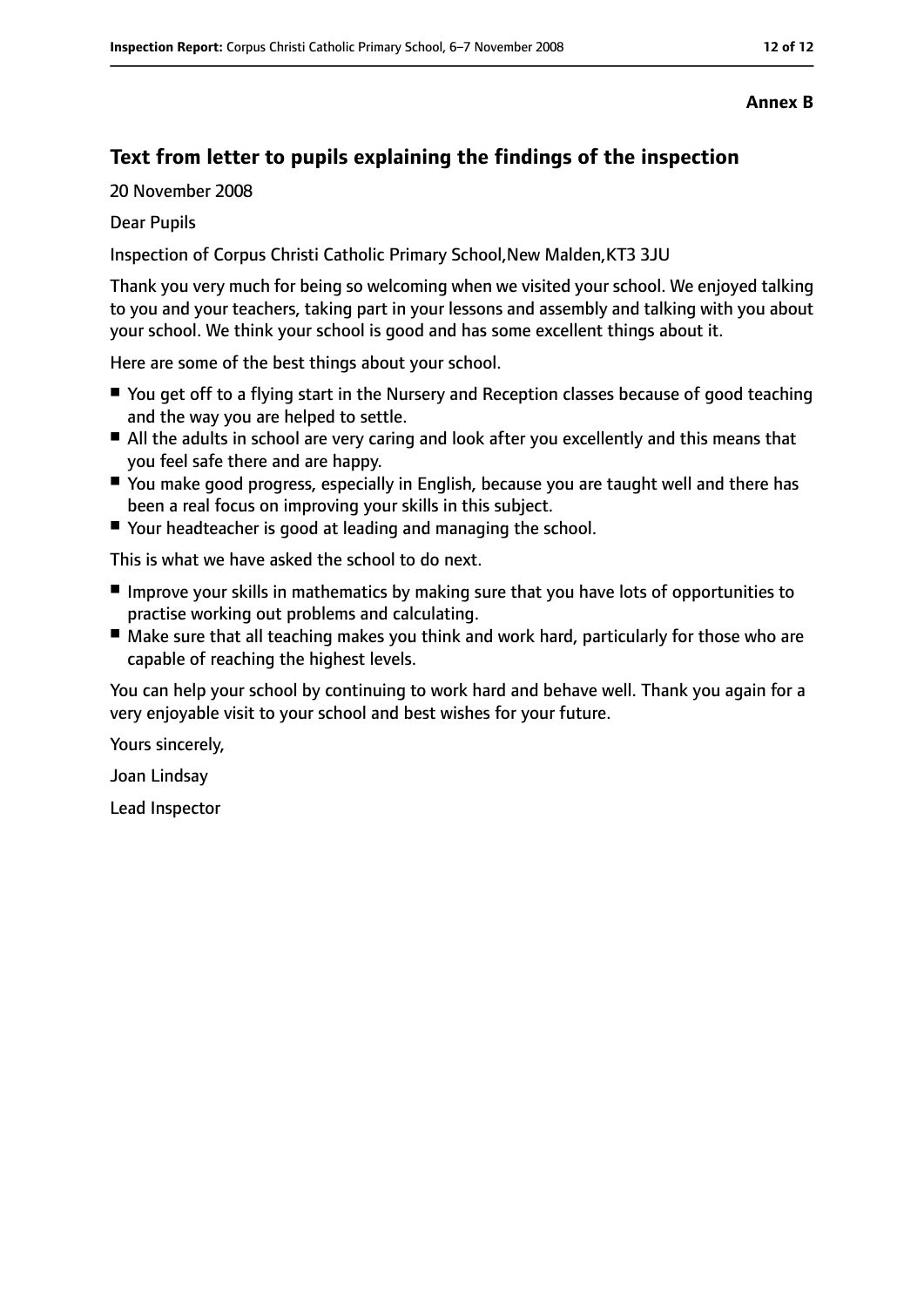**Annex B**

## Text from letter to pupils explaining the findings of the inspection

20 November 2008

Dear Pupils

Inspection of Corpus Christi Catholic Primary School,New Malden,KT3 3JU

Thank you very much for being so welcoming when we visited your school. We enjoyed talking to you and your teachers, taking part in your lessons and assembly and talking with you about your school. We think your school is good and has some excellent things about it.

Here are some of the best things about your school.

- You get off to a flying start in the Nursery and Reception classes because of good teaching and the way you are helped to settle.
- All the adults in school are very caring and look after you excellently and this means that you feel safe there and are happy.
- You make good progress, especially in English, because you are taught well and there has been a real focus on improving your skills in this subject.
- Your headteacher is good at leading and managing the school.

This is what we have asked the school to do next.

- Improve your skills in mathematics by making sure that you have lots of opportunities to practise working out problems and calculating.
- Make sure that all teaching makes you think and work hard, particularly for those who are capable of reaching the highest levels.

You can help your school by continuing to work hard and behave well. Thank you again for a very enjoyable visit to your school and best wishes for your future.

Yours sincerely,

Joan Lindsay

Lead Inspector